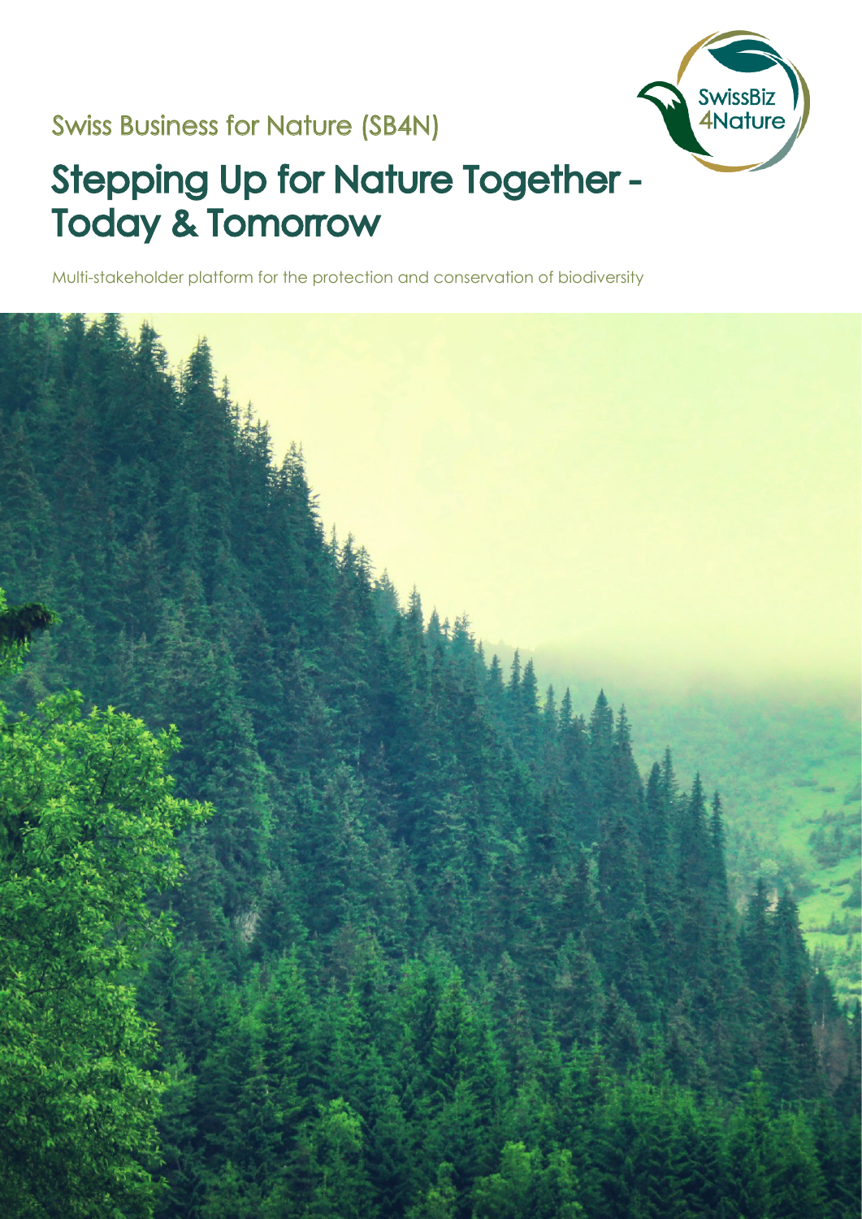Swiss Business for Nature (SB4N)

# Stepping Up for Nature Together - Today & Tomorrow

Multi-stakeholder platform for the protection and conservation of biodiversity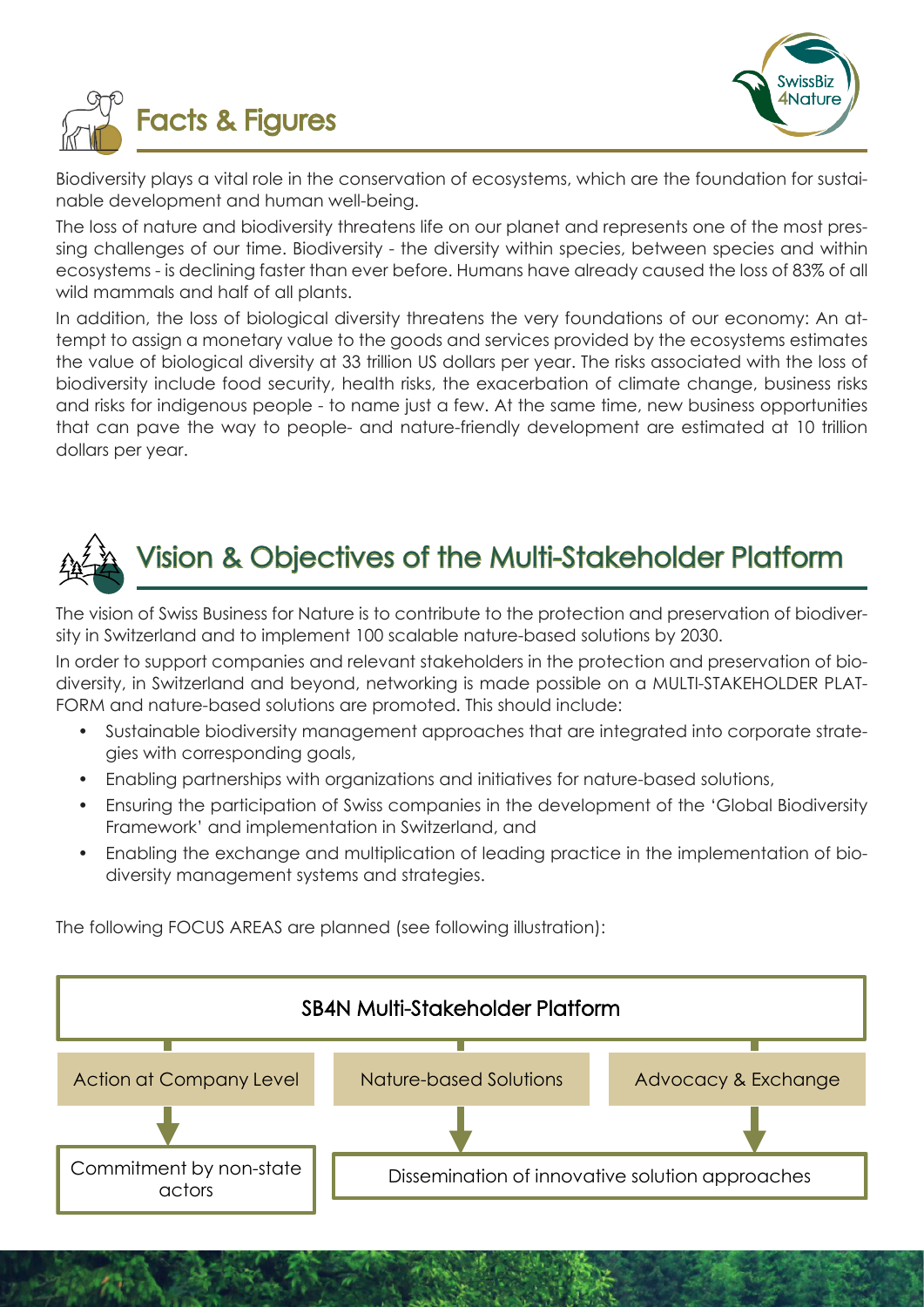# Facts & Figures

Biodiversity plays a vital role in the conservation of ecosystems, which are the foundation for sustainable development and human well-being.

The loss of nature and biodiversity threatens life on our planet and represents one of the most pressing challenges of our time. Biodiversity - the diversity within species, between species and within ecosystems - is declining faster than ever before. Humans have already caused the loss of 83% of all wild mammals and half of all plants.

In addition, the loss of biological diversity threatens the very foundations of our economy: An attempt to assign a monetary value to the goods and services provided by the ecosystems estimates the value of biological diversity at 33 trillion US dollars per year. The risks associated with the loss of biodiversity include food security, health risks, the exacerbation of climate change, business risks and risks for indigenous people - to name just a few. At the same time, new business opportunities that can pave the way to people- and nature-friendly development are estimated at 10 trillion dollars per year.

# Vision & Objectives of the Multi-Stakeholder Platform

The vision of Swiss Business for Nature is to contribute to the protection and preservation of biodiversity in Switzerland and to implement 100 scalable nature-based solutions by 2030.

In order to support companies and relevant stakeholders in the protection and preservation of biodiversity, in Switzerland and beyond, networking is made possible on a MULTI-STAKEHOLDER PLATFORM and nature-based solutions are promoted. This should include:

- Sustainable biodiversity management approaches that are integrated into corporate strategies with corresponding goals,
- Enabling partnerships with organizations and initiatives for nature-based solutions,
- Ensuring the participation of Swiss companies in the development of the 'Global Biodiversity Framework' and implementation in Switzerland, and
- Enabling the exchange and multiplication of leading practice in the implementation of biodiversity management systems and strategies.

The following FOCUS AREAS are planned (see following illustration):

SB4N Multi-Stakeholder Platform

- Action at Company Level → Commitment by non-state actors
- Nature-based Solutions → Dissemination of innovative solution approaches
- Advocacy & Exchange → Dissemination of innovative solution approaches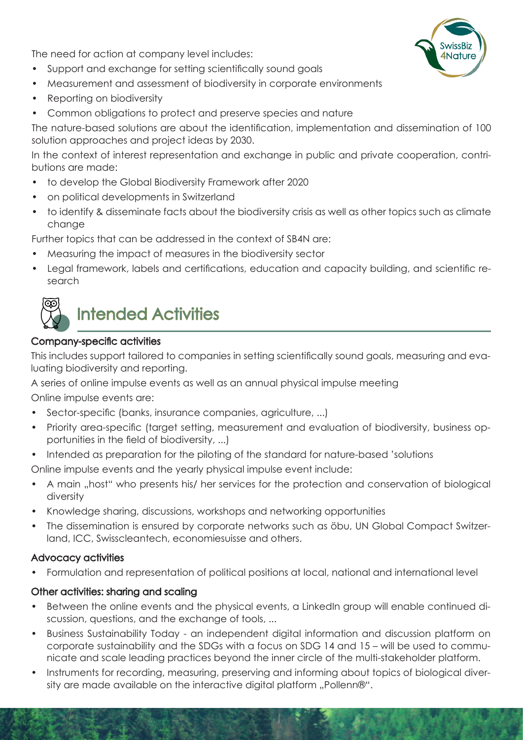The need for action at company level includes:

- Support and exchange for setting scientifically sound goals
- Measurement and assessment of biodiversity in corporate environments
- Reporting on biodiversity
- Common obligations to protect and preserve species and nature

The nature-based solutions are about the identification, implementation and dissemination of 100 solution approaches and project ideas by 2030.

In the context of interest representation and exchange in public and private cooperation, contributions are made:

- to develop the Global Biodiversity Framework after 2020
- on political developments in Switzerland
- to identify & disseminate facts about the biodiversity crisis as well as other topics such as climate change

Further topics that can be addressed in the context of SB4N are:

- Measuring the impact of measures in the biodiversity sector
- Legal framework, labels and certifications, education and capacity building, and scientific research

## Intended Activities

### Company-specific activities

This includes support tailored to companies in setting scientifically sound goals, measuring and evaluating biodiversity and reporting.

A series of online impulse events as well as an annual physical impulse meeting

Online impulse events are:

- Sector-specific (banks, insurance companies, agriculture, ...)
- Priority area-specific (target setting, measurement and evaluation of biodiversity, business opportunities in the field of biodiversity, ...)
- Intended as preparation for the piloting of the standard for nature-based 'solutions

Online impulse events and the yearly physical impulse event include:

- A main „host" who presents his/ her services for the protection and conservation of biological diversity
- Knowledge sharing, discussions, workshops and networking opportunities
- The dissemination is ensured by corporate networks such as öbu, UN Global Compact Switzerland, ICC, Swisscleantech, economiesuisse and others.

### Advocacy activities

- Formulation and representation of political positions at local, national and international level

### Other activities: sharing and scaling

- Between the online events and the physical events, a LinkedIn group will enable continued discussion, questions, and the exchange of tools, ...
- Business Sustainability Today - an independent digital information and discussion platform on corporate sustainability and the SDGs with a focus on SDG 14 and 15 – will be used to communicate and scale leading practices beyond the inner circle of the multi-stakeholder platform.
- Instruments for recording, measuring, preserving and informing about topics of biological diversity are made available on the interactive digital platform „Pollenn®".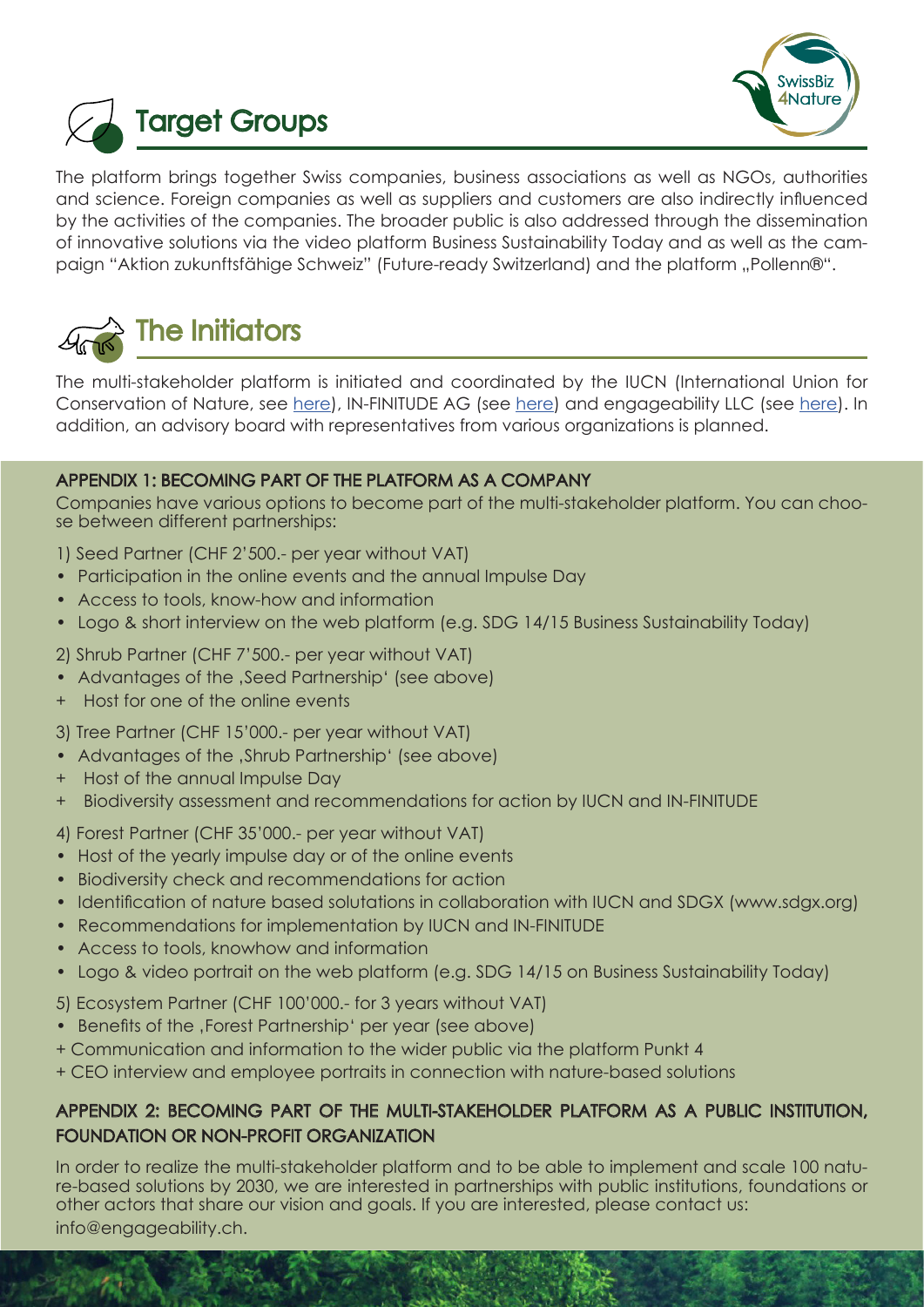## Target Groups

The platform brings together Swiss companies, business associations as well as NGOs, authorities and science. Foreign companies as well as suppliers and customers are also indirectly influenced by the activities of the companies. The broader public is also addressed through the dissemination of innovative solutions via the video platform Business Sustainability Today and as well as the campaign "Aktion zukunftsfähige Schweiz" (Future-ready Switzerland) and the platform „Pollenn®".

## The Initiators

The multi-stakeholder platform is initiated and coordinated by the IUCN (International Union for Conservation of Nature, see here), IN-FINITUDE AG (see here) and engageability LLC (see here). In addition, an advisory board with representatives from various organizations is planned.

### APPENDIX 1: BECOMING PART OF THE PLATFORM AS A COMPANY

Companies have various options to become part of the multi-stakeholder platform. You can choose between different partnerships:

1) Seed Partner (CHF 2'500.- per year without VAT)
- Participation in the online events and the annual Impulse Day
- Access to tools, know-how and information
- Logo & short interview on the web platform (e.g. SDG 14/15 Business Sustainability Today)

2) Shrub Partner (CHF 7'500.- per year without VAT)
- Advantages of the ‚Seed Partnership' (see above)
- \+ Host for one of the online events

3) Tree Partner (CHF 15'000.- per year without VAT)
- Advantages of the ‚Shrub Partnership' (see above)
- \+ Host of the annual Impulse Day
- \+ Biodiversity assessment and recommendations for action by IUCN and IN-FINITUDE

4) Forest Partner (CHF 35'000.- per year without VAT)
- Host of the yearly impulse day or of the online events
- Biodiversity check and recommendations for action
- Identification of nature based solutations in collaboration with IUCN and SDGX (www.sdgx.org)
- Recommendations for implementation by IUCN and IN-FINITUDE
- Access to tools, knowhow and information
- Logo & video portrait on the web platform (e.g. SDG 14/15 on Business Sustainability Today)

5) Ecosystem Partner (CHF 100'000.- for 3 years without VAT)
- Benefits of the ‚Forest Partnership' per year (see above)
- \+ Communication and information to the wider public via the platform Punkt 4
- \+ CEO interview and employee portraits in connection with nature-based solutions

### APPENDIX 2: BECOMING PART OF THE MULTI-STAKEHOLDER PLATFORM AS A PUBLIC INSTITUTION, FOUNDATION OR NON-PROFIT ORGANIZATION

In order to realize the multi-stakeholder platform and to be able to implement and scale 100 nature-based solutions by 2030, we are interested in partnerships with public institutions, foundations or other actors that share our vision and goals. If you are interested, please contact us: info@engageability.ch.